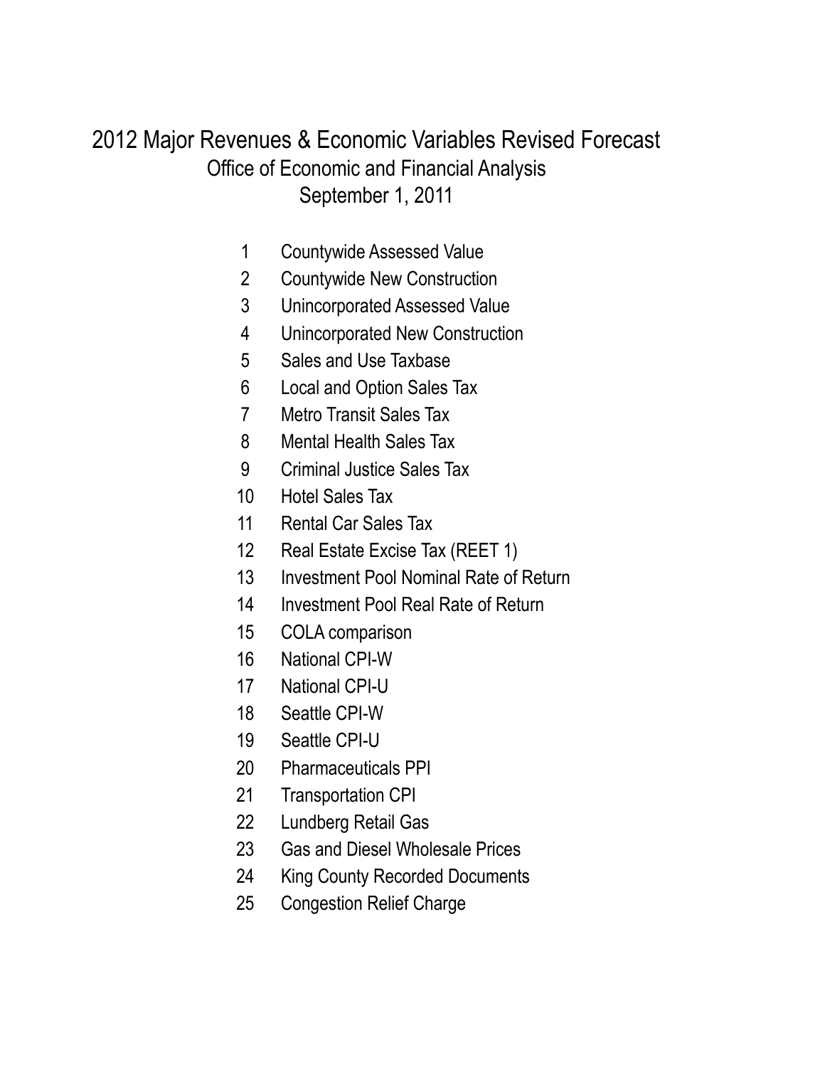# 2012 Major Revenues & Economic Variables Revised Forecast

## Office of Economic and Financial Analysis

### September 1, 2011

1. Countywide Assessed Value
2. Countywide New Construction
3. Unincorporated Assessed Value
4. Unincorporated New Construction
5. Sales and Use Taxbase
6. Local and Option Sales Tax
7. Metro Transit Sales Tax
8. Mental Health Sales Tax
9. Criminal Justice Sales Tax
10. Hotel Sales Tax
11. Rental Car Sales Tax
12. Real Estate Excise Tax (REET 1)
13. Investment Pool Nominal Rate of Return
14. Investment Pool Real Rate of Return
15. COLA comparison
16. National CPI-W
17. National CPI-U
18. Seattle CPI-W
19. Seattle CPI-U
20. Pharmaceuticals PPI
21. Transportation CPI
22. Lundberg Retail Gas
23. Gas and Diesel Wholesale Prices
24. King County Recorded Documents
25. Congestion Relief Charge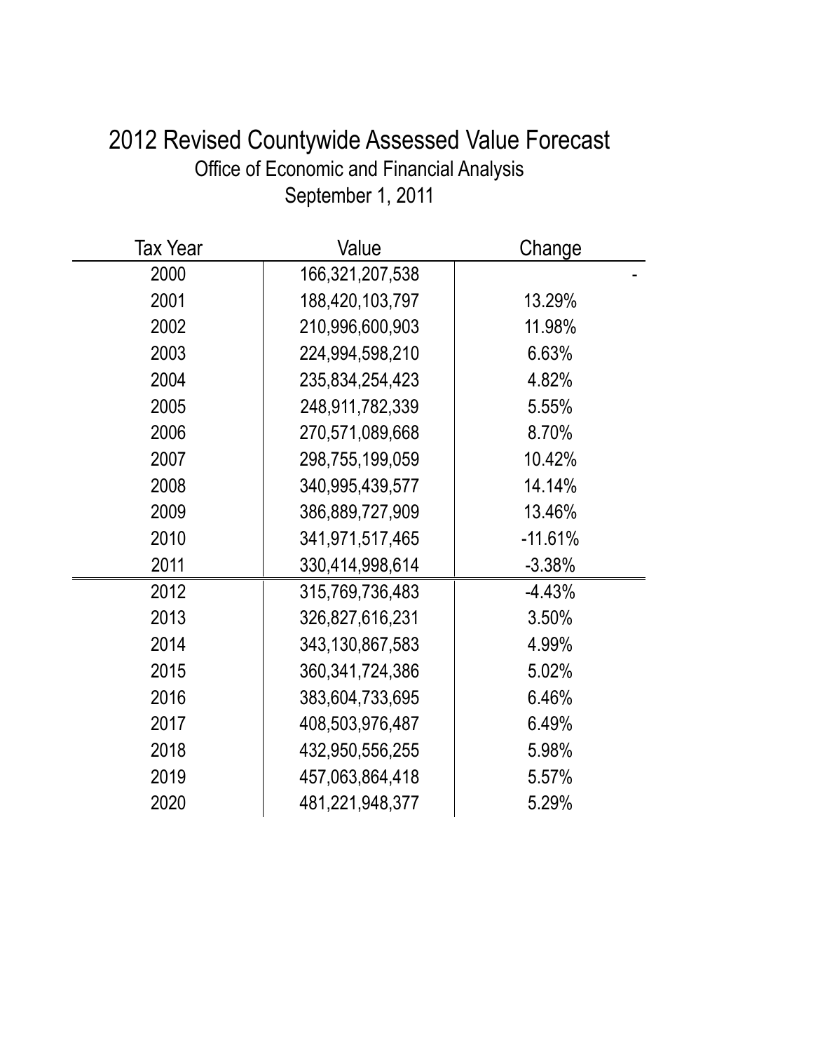# 2012 Revised Countywide Assessed Value Forecast

## Office of Economic and Financial Analysis

## September 1, 2011

| Tax Year | Value | Change |
|---|---|---|
| 2000 | 166,321,207,538 | - |
| 2001 | 188,420,103,797 | 13.29% |
| 2002 | 210,996,600,903 | 11.98% |
| 2003 | 224,994,598,210 | 6.63% |
| 2004 | 235,834,254,423 | 4.82% |
| 2005 | 248,911,782,339 | 5.55% |
| 2006 | 270,571,089,668 | 8.70% |
| 2007 | 298,755,199,059 | 10.42% |
| 2008 | 340,995,439,577 | 14.14% |
| 2009 | 386,889,727,909 | 13.46% |
| 2010 | 341,971,517,465 | -11.61% |
| 2011 | 330,414,998,614 | -3.38% |
| 2012 | 315,769,736,483 | -4.43% |
| 2013 | 326,827,616,231 | 3.50% |
| 2014 | 343,130,867,583 | 4.99% |
| 2015 | 360,341,724,386 | 5.02% |
| 2016 | 383,604,733,695 | 6.46% |
| 2017 | 408,503,976,487 | 6.49% |
| 2018 | 432,950,556,255 | 5.98% |
| 2019 | 457,063,864,418 | 5.57% |
| 2020 | 481,221,948,377 | 5.29% |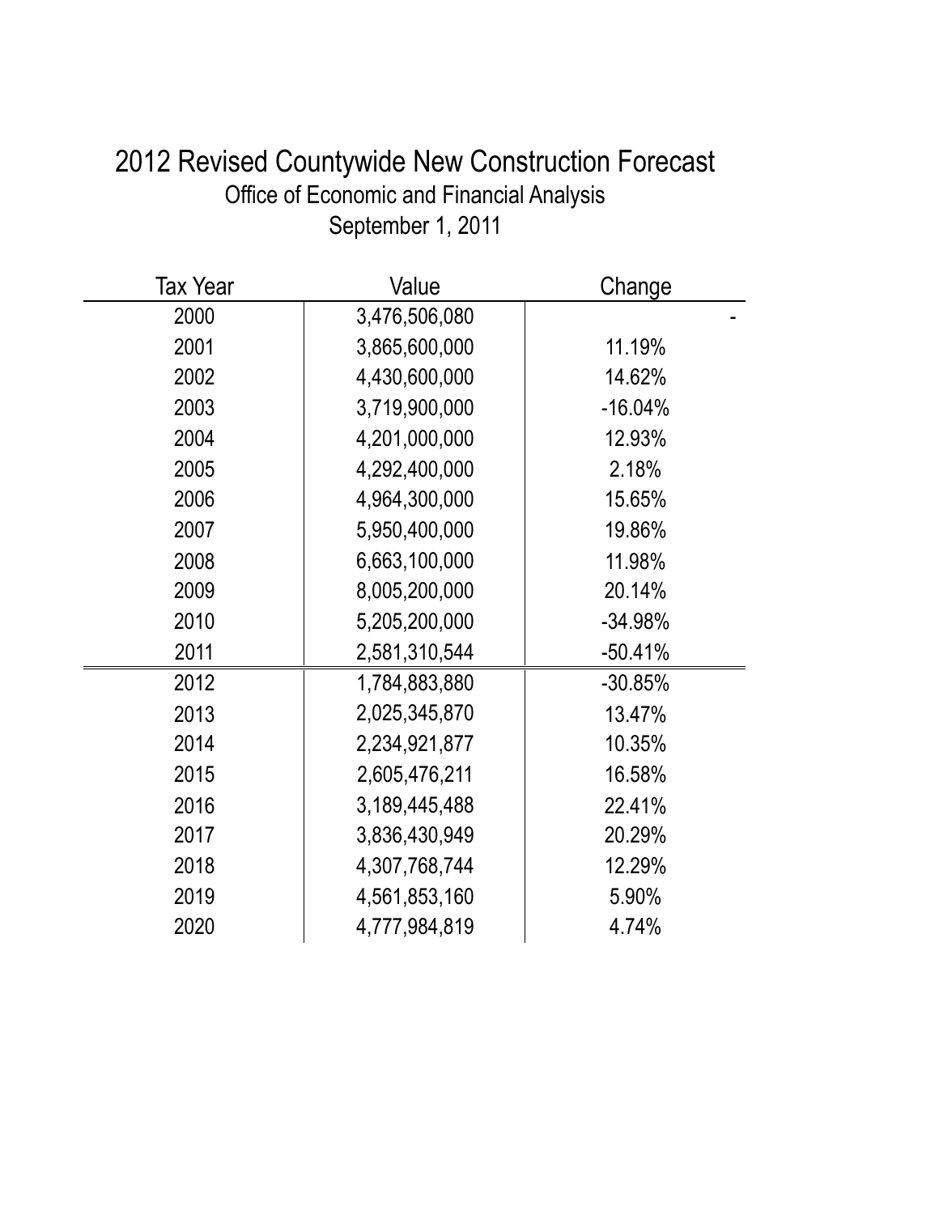# 2012 Revised Countywide New Construction Forecast

## Office of Economic and Financial Analysis

## September 1, 2011

| Tax Year | Value | Change |
|---|---|---|
| 2000 | 3,476,506,080 | - |
| 2001 | 3,865,600,000 | 11.19% |
| 2002 | 4,430,600,000 | 14.62% |
| 2003 | 3,719,900,000 | -16.04% |
| 2004 | 4,201,000,000 | 12.93% |
| 2005 | 4,292,400,000 | 2.18% |
| 2006 | 4,964,300,000 | 15.65% |
| 2007 | 5,950,400,000 | 19.86% |
| 2008 | 6,663,100,000 | 11.98% |
| 2009 | 8,005,200,000 | 20.14% |
| 2010 | 5,205,200,000 | -34.98% |
| 2011 | 2,581,310,544 | -50.41% |
| 2012 | 1,784,883,880 | -30.85% |
| 2013 | 2,025,345,870 | 13.47% |
| 2014 | 2,234,921,877 | 10.35% |
| 2015 | 2,605,476,211 | 16.58% |
| 2016 | 3,189,445,488 | 22.41% |
| 2017 | 3,836,430,949 | 20.29% |
| 2018 | 4,307,768,744 | 12.29% |
| 2019 | 4,561,853,160 | 5.90% |
| 2020 | 4,777,984,819 | 4.74% |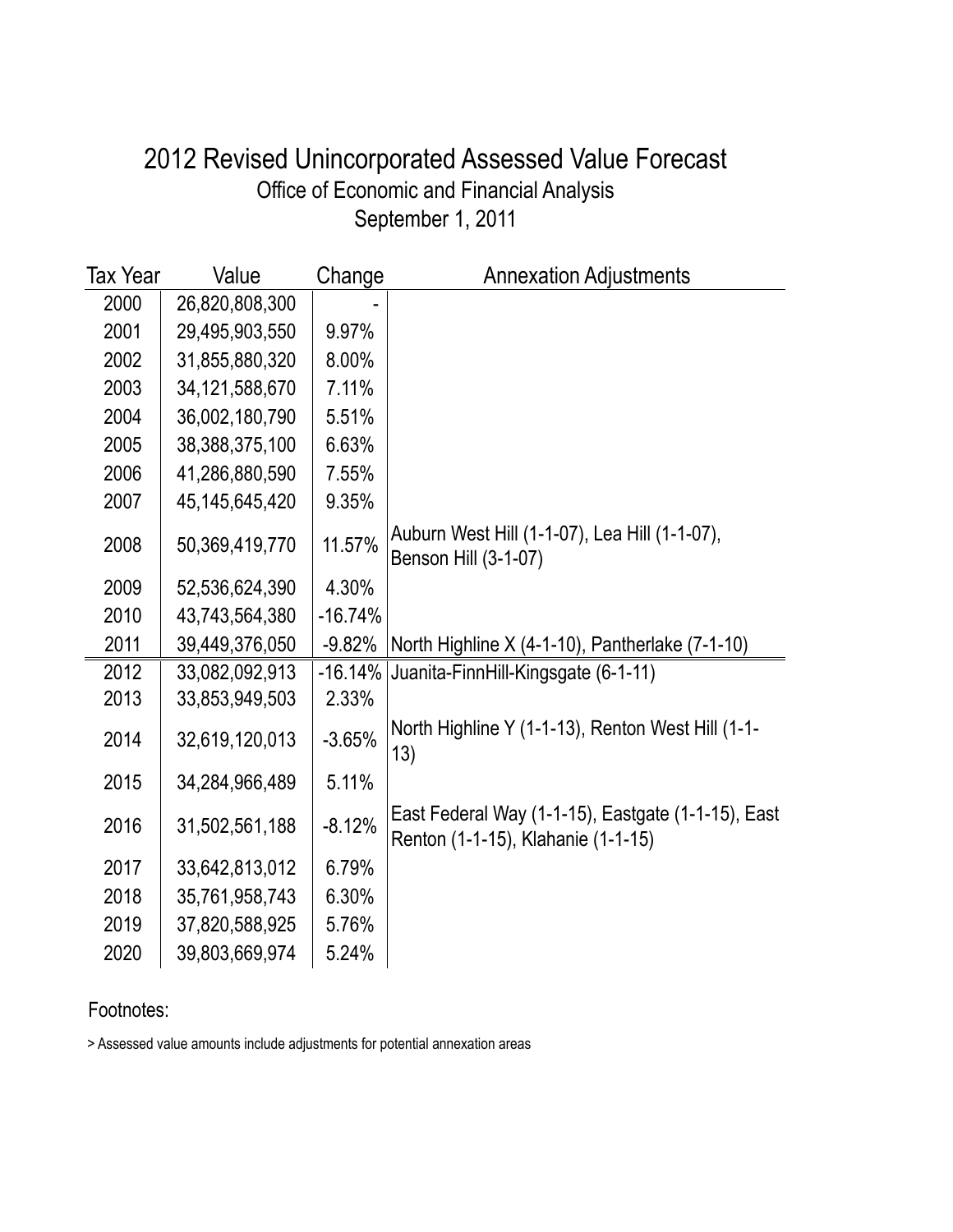# 2012 Revised Unincorporated Assessed Value Forecast

## Office of Economic and Financial Analysis

## September 1, 2011

| Tax Year | Value | Change | Annexation Adjustments |
|---|---|---|---|
| 2000 | 26,820,808,300 | - | |
| 2001 | 29,495,903,550 | 9.97% | |
| 2002 | 31,855,880,320 | 8.00% | |
| 2003 | 34,121,588,670 | 7.11% | |
| 2004 | 36,002,180,790 | 5.51% | |
| 2005 | 38,388,375,100 | 6.63% | |
| 2006 | 41,286,880,590 | 7.55% | |
| 2007 | 45,145,645,420 | 9.35% | |
| 2008 | 50,369,419,770 | 11.57% | Auburn West Hill (1-1-07), Lea Hill (1-1-07), Benson Hill (3-1-07) |
| 2009 | 52,536,624,390 | 4.30% | |
| 2010 | 43,743,564,380 | -16.74% | |
| 2011 | 39,449,376,050 | -9.82% | North Highline X (4-1-10), Pantherlake (7-1-10) |
| 2012 | 33,082,092,913 | -16.14% | Juanita-FinnHill-Kingsgate (6-1-11) |
| 2013 | 33,853,949,503 | 2.33% | |
| 2014 | 32,619,120,013 | -3.65% | North Highline Y (1-1-13), Renton West Hill (1-1-13) |
| 2015 | 34,284,966,489 | 5.11% | |
| 2016 | 31,502,561,188 | -8.12% | East Federal Way (1-1-15), Eastgate (1-1-15), East Renton (1-1-15), Klahanie (1-1-15) |
| 2017 | 33,642,813,012 | 6.79% | |
| 2018 | 35,761,958,743 | 6.30% | |
| 2019 | 37,820,588,925 | 5.76% | |
| 2020 | 39,803,669,974 | 5.24% | |

Footnotes:

> Assessed value amounts include adjustments for potential annexation areas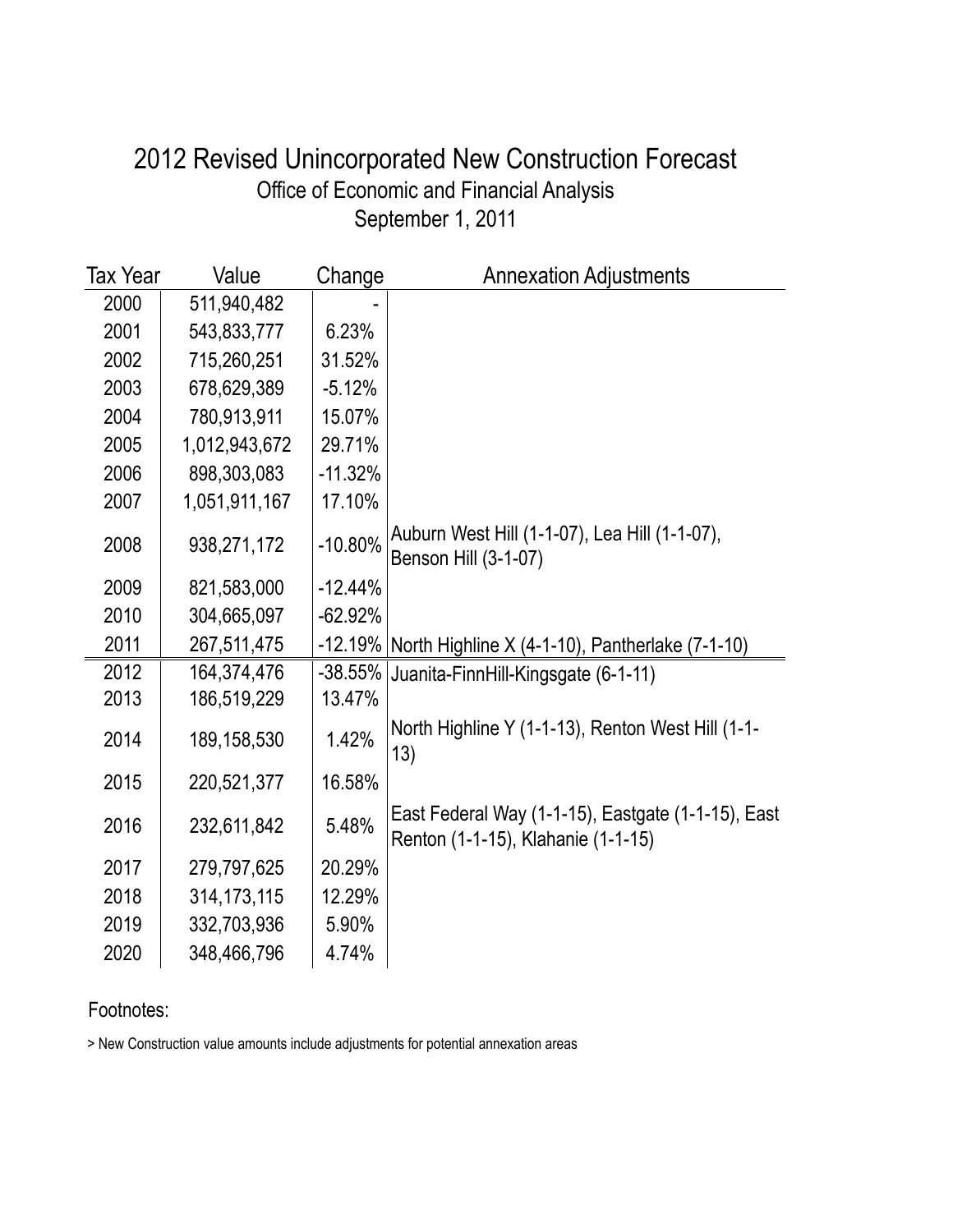# 2012 Revised Unincorporated New Construction Forecast

## Office of Economic and Financial Analysis

## September 1, 2011

| Tax Year | Value | Change | Annexation Adjustments |
|---|---|---|---|
| 2000 | 511,940,482 | - | |
| 2001 | 543,833,777 | 6.23% | |
| 2002 | 715,260,251 | 31.52% | |
| 2003 | 678,629,389 | -5.12% | |
| 2004 | 780,913,911 | 15.07% | |
| 2005 | 1,012,943,672 | 29.71% | |
| 2006 | 898,303,083 | -11.32% | |
| 2007 | 1,051,911,167 | 17.10% | |
| 2008 | 938,271,172 | -10.80% | Auburn West Hill (1-1-07), Lea Hill (1-1-07), Benson Hill (3-1-07) |
| 2009 | 821,583,000 | -12.44% | |
| 2010 | 304,665,097 | -62.92% | |
| 2011 | 267,511,475 | -12.19% | North Highline X (4-1-10), Pantherlake (7-1-10) |
| 2012 | 164,374,476 | -38.55% | Juanita-FinnHill-Kingsgate (6-1-11) |
| 2013 | 186,519,229 | 13.47% | |
| 2014 | 189,158,530 | 1.42% | North Highline Y (1-1-13), Renton West Hill (1-1-13) |
| 2015 | 220,521,377 | 16.58% | |
| 2016 | 232,611,842 | 5.48% | East Federal Way (1-1-15), Eastgate (1-1-15), East Renton (1-1-15), Klahanie (1-1-15) |
| 2017 | 279,797,625 | 20.29% | |
| 2018 | 314,173,115 | 12.29% | |
| 2019 | 332,703,936 | 5.90% | |
| 2020 | 348,466,796 | 4.74% | |

Footnotes:

> New Construction value amounts include adjustments for potential annexation areas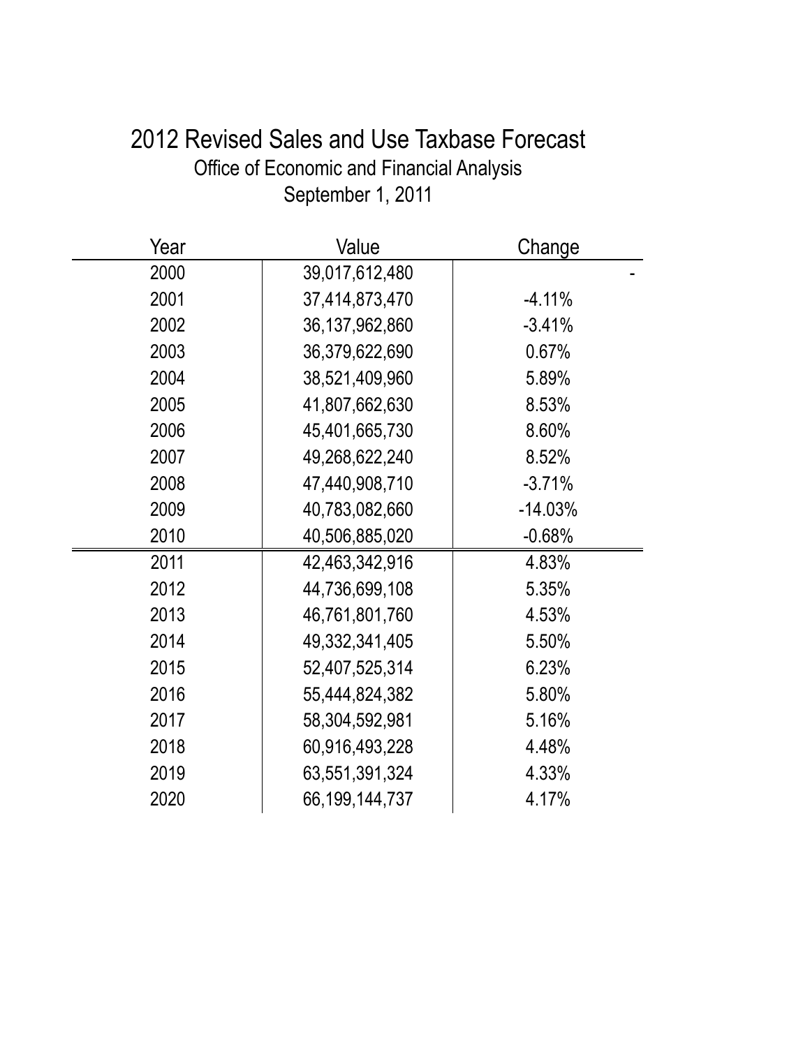# 2012 Revised Sales and Use Taxbase Forecast

Office of Economic and Financial Analysis

September 1, 2011

| Year | Value | Change |
|---|---|---|
| 2000 | 39,017,612,480 | - |
| 2001 | 37,414,873,470 | -4.11% |
| 2002 | 36,137,962,860 | -3.41% |
| 2003 | 36,379,622,690 | 0.67% |
| 2004 | 38,521,409,960 | 5.89% |
| 2005 | 41,807,662,630 | 8.53% |
| 2006 | 45,401,665,730 | 8.60% |
| 2007 | 49,268,622,240 | 8.52% |
| 2008 | 47,440,908,710 | -3.71% |
| 2009 | 40,783,082,660 | -14.03% |
| 2010 | 40,506,885,020 | -0.68% |
| 2011 | 42,463,342,916 | 4.83% |
| 2012 | 44,736,699,108 | 5.35% |
| 2013 | 46,761,801,760 | 4.53% |
| 2014 | 49,332,341,405 | 5.50% |
| 2015 | 52,407,525,314 | 6.23% |
| 2016 | 55,444,824,382 | 5.80% |
| 2017 | 58,304,592,981 | 5.16% |
| 2018 | 60,916,493,228 | 4.48% |
| 2019 | 63,551,391,324 | 4.33% |
| 2020 | 66,199,144,737 | 4.17% |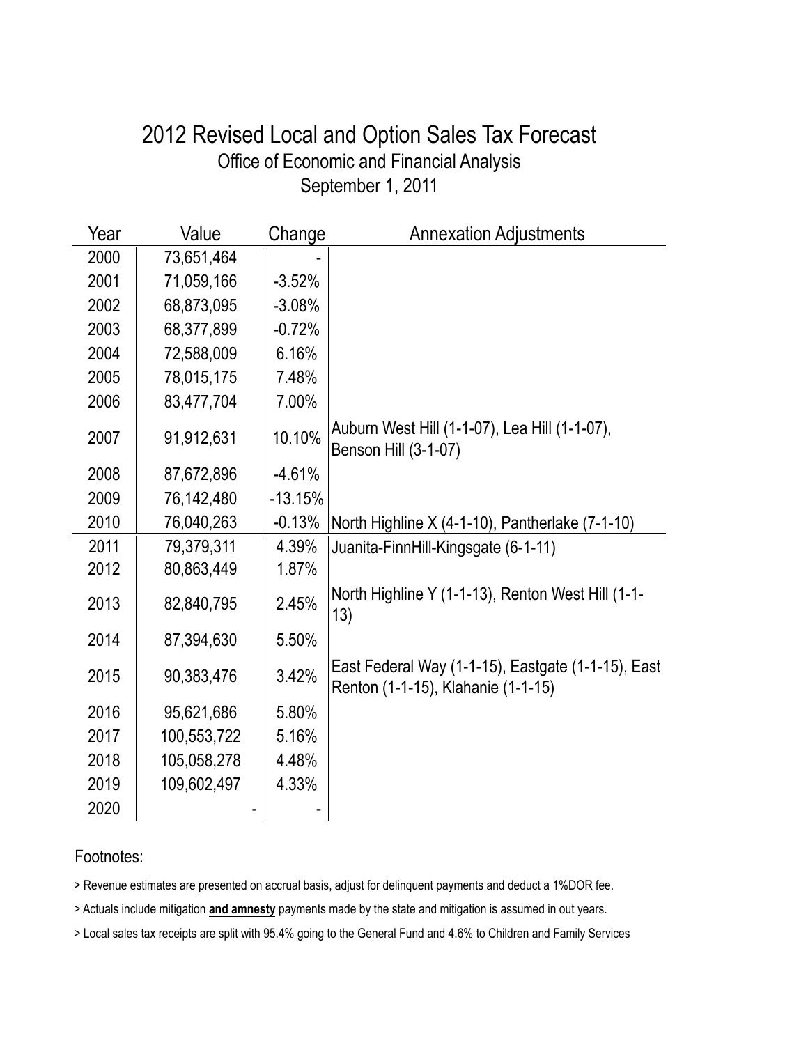# 2012 Revised Local and Option Sales Tax Forecast

Office of Economic and Financial Analysis

September 1, 2011

| Year | Value | Change | Annexation Adjustments |
|---|---|---|---|
| 2000 | 73,651,464 | - | |
| 2001 | 71,059,166 | -3.52% | |
| 2002 | 68,873,095 | -3.08% | |
| 2003 | 68,377,899 | -0.72% | |
| 2004 | 72,588,009 | 6.16% | |
| 2005 | 78,015,175 | 7.48% | |
| 2006 | 83,477,704 | 7.00% | |
| 2007 | 91,912,631 | 10.10% | Auburn West Hill (1-1-07), Lea Hill (1-1-07), Benson Hill (3-1-07) |
| 2008 | 87,672,896 | -4.61% | |
| 2009 | 76,142,480 | -13.15% | |
| 2010 | 76,040,263 | -0.13% | North Highline X (4-1-10), Pantherlake (7-1-10) |
| 2011 | 79,379,311 | 4.39% | Juanita-FinnHill-Kingsgate (6-1-11) |
| 2012 | 80,863,449 | 1.87% | |
| 2013 | 82,840,795 | 2.45% | North Highline Y (1-1-13), Renton West Hill (1-1-13) |
| 2014 | 87,394,630 | 5.50% | |
| 2015 | 90,383,476 | 3.42% | East Federal Way (1-1-15), Eastgate (1-1-15), East Renton (1-1-15), Klahanie (1-1-15) |
| 2016 | 95,621,686 | 5.80% | |
| 2017 | 100,553,722 | 5.16% | |
| 2018 | 105,058,278 | 4.48% | |
| 2019 | 109,602,497 | 4.33% | |
| 2020 | - | - | |

Footnotes:

> Revenue estimates are presented on accrual basis, adjust for delinquent payments and deduct a 1%DOR fee.

> Actuals include mitigation **and amnesty** payments made by the state and mitigation is assumed in out years.

> Local sales tax receipts are split with 95.4% going to the General Fund and 4.6% to Children and Family Services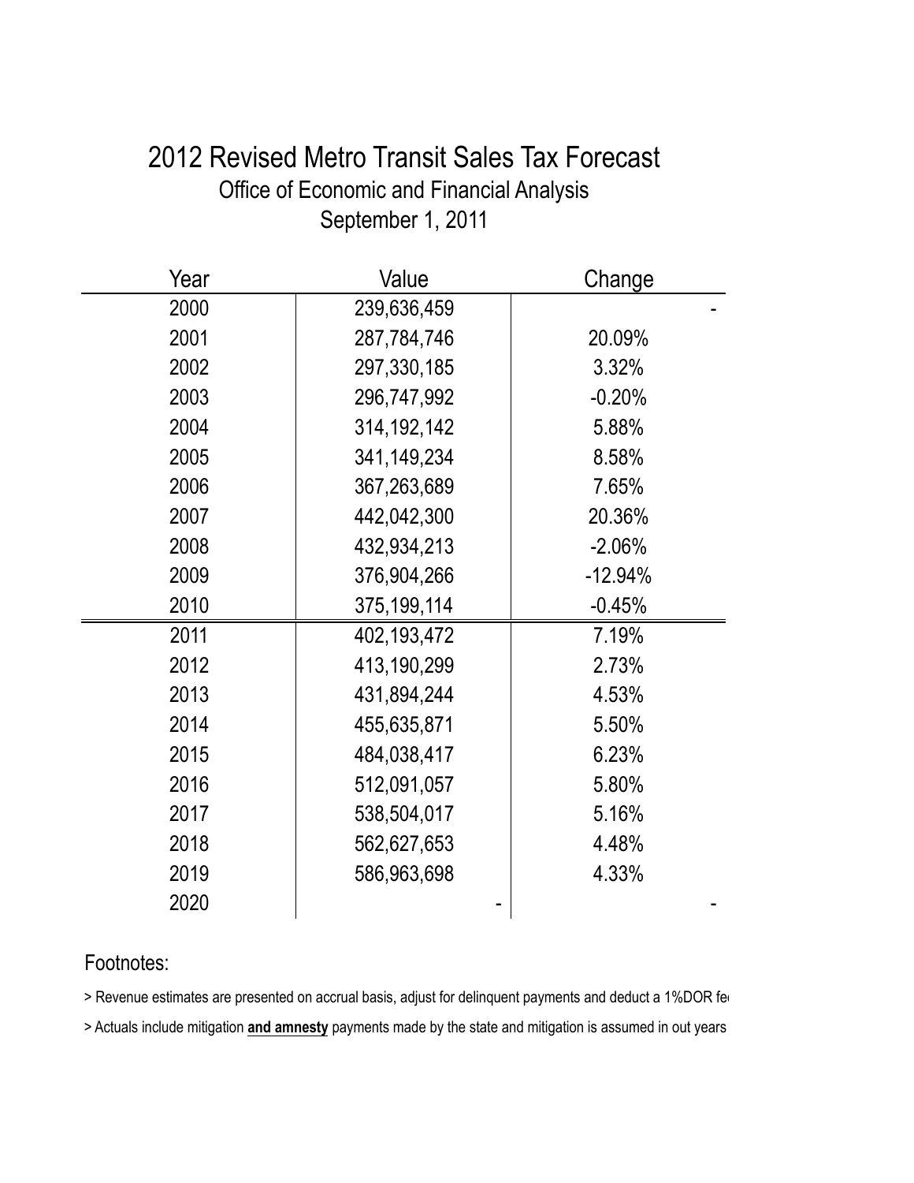# 2012 Revised Metro Transit Sales Tax Forecast

## Office of Economic and Financial Analysis

## September 1, 2011

| Year | Value | Change |
|---|---|---|
| 2000 | 239,636,459 | - |
| 2001 | 287,784,746 | 20.09% |
| 2002 | 297,330,185 | 3.32% |
| 2003 | 296,747,992 | -0.20% |
| 2004 | 314,192,142 | 5.88% |
| 2005 | 341,149,234 | 8.58% |
| 2006 | 367,263,689 | 7.65% |
| 2007 | 442,042,300 | 20.36% |
| 2008 | 432,934,213 | -2.06% |
| 2009 | 376,904,266 | -12.94% |
| 2010 | 375,199,114 | -0.45% |
| 2011 | 402,193,472 | 7.19% |
| 2012 | 413,190,299 | 2.73% |
| 2013 | 431,894,244 | 4.53% |
| 2014 | 455,635,871 | 5.50% |
| 2015 | 484,038,417 | 6.23% |
| 2016 | 512,091,057 | 5.80% |
| 2017 | 538,504,017 | 5.16% |
| 2018 | 562,627,653 | 4.48% |
| 2019 | 586,963,698 | 4.33% |
| 2020 | - | - |

Footnotes:

> Revenue estimates are presented on accrual basis, adjust for delinquent payments and deduct a 1%DOR fe

> Actuals include mitigation **and amnesty** payments made by the state and mitigation is assumed in out years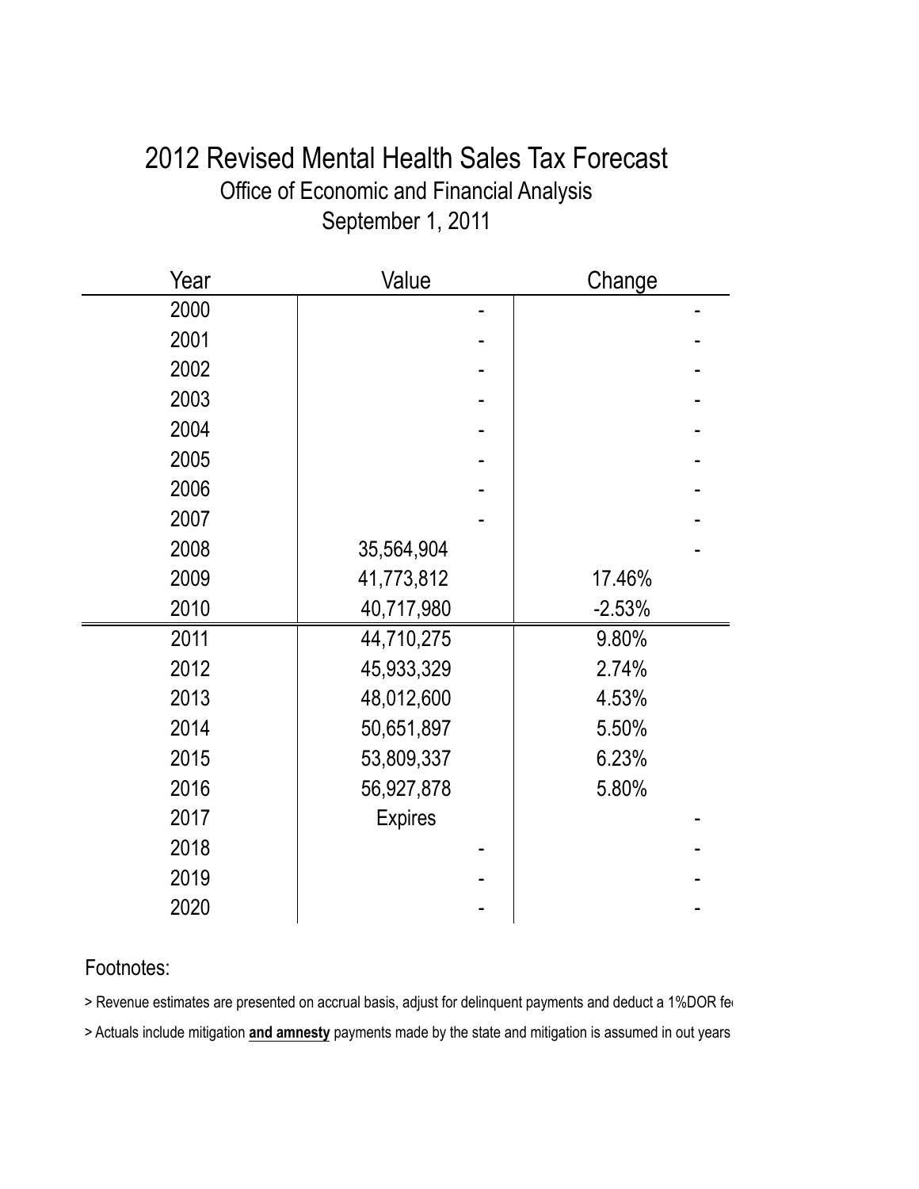# 2012 Revised Mental Health Sales Tax Forecast

## Office of Economic and Financial Analysis

## September 1, 2011

| Year | Value | Change |
|---|---|---|
| 2000 | - | - |
| 2001 | - | - |
| 2002 | - | - |
| 2003 | - | - |
| 2004 | - | - |
| 2005 | - | - |
| 2006 | - | - |
| 2007 | - | - |
| 2008 | 35,564,904 | - |
| 2009 | 41,773,812 | 17.46% |
| 2010 | 40,717,980 | -2.53% |
| 2011 | 44,710,275 | 9.80% |
| 2012 | 45,933,329 | 2.74% |
| 2013 | 48,012,600 | 4.53% |
| 2014 | 50,651,897 | 5.50% |
| 2015 | 53,809,337 | 6.23% |
| 2016 | 56,927,878 | 5.80% |
| 2017 | Expires | - |
| 2018 | - | - |
| 2019 | - | - |
| 2020 | - | - |

Footnotes:

> Revenue estimates are presented on accrual basis, adjust for delinquent payments and deduct a 1%DOR fe

> Actuals include mitigation **and amnesty** payments made by the state and mitigation is assumed in out years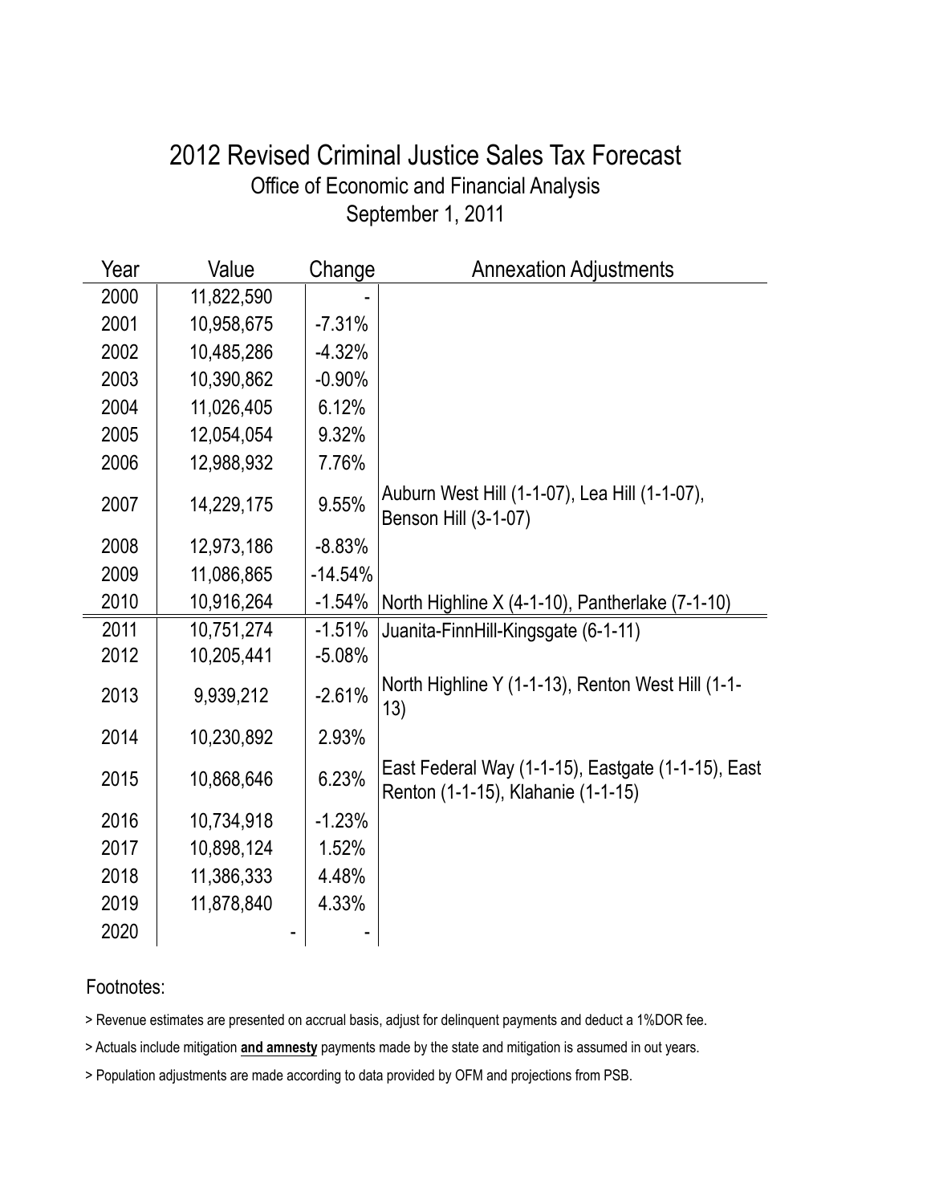# 2012 Revised Criminal Justice Sales Tax Forecast

## Office of Economic and Financial Analysis

### September 1, 2011

| Year | Value | Change | Annexation Adjustments |
|---|---|---|---|
| 2000 | 11,822,590 | - | |
| 2001 | 10,958,675 | -7.31% | |
| 2002 | 10,485,286 | -4.32% | |
| 2003 | 10,390,862 | -0.90% | |
| 2004 | 11,026,405 | 6.12% | |
| 2005 | 12,054,054 | 9.32% | |
| 2006 | 12,988,932 | 7.76% | |
| 2007 | 14,229,175 | 9.55% | Auburn West Hill (1-1-07), Lea Hill (1-1-07), Benson Hill (3-1-07) |
| 2008 | 12,973,186 | -8.83% | |
| 2009 | 11,086,865 | -14.54% | |
| 2010 | 10,916,264 | -1.54% | North Highline X (4-1-10), Pantherlake (7-1-10) |
| 2011 | 10,751,274 | -1.51% | Juanita-FinnHill-Kingsgate (6-1-11) |
| 2012 | 10,205,441 | -5.08% | |
| 2013 | 9,939,212 | -2.61% | North Highline Y (1-1-13), Renton West Hill (1-1-13) |
| 2014 | 10,230,892 | 2.93% | |
| 2015 | 10,868,646 | 6.23% | East Federal Way (1-1-15), Eastgate (1-1-15), East Renton (1-1-15), Klahanie (1-1-15) |
| 2016 | 10,734,918 | -1.23% | |
| 2017 | 10,898,124 | 1.52% | |
| 2018 | 11,386,333 | 4.48% | |
| 2019 | 11,878,840 | 4.33% | |
| 2020 | - | - | |

Footnotes:

> Revenue estimates are presented on accrual basis, adjust for delinquent payments and deduct a 1%DOR fee.

> Actuals include mitigation **and amnesty** payments made by the state and mitigation is assumed in out years.

> Population adjustments are made according to data provided by OFM and projections from PSB.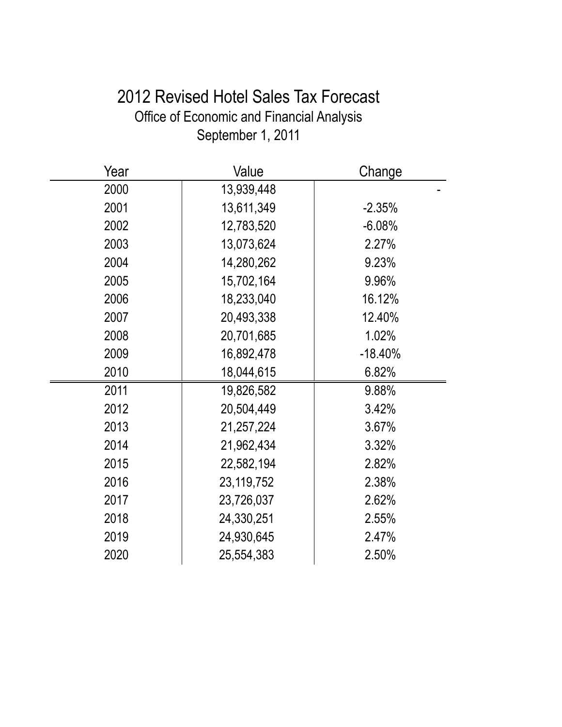# 2012 Revised Hotel Sales Tax Forecast

Office of Economic and Financial Analysis

September 1, 2011

| Year | Value | Change |
|---|---|---|
| 2000 | 13,939,448 | - |
| 2001 | 13,611,349 | -2.35% |
| 2002 | 12,783,520 | -6.08% |
| 2003 | 13,073,624 | 2.27% |
| 2004 | 14,280,262 | 9.23% |
| 2005 | 15,702,164 | 9.96% |
| 2006 | 18,233,040 | 16.12% |
| 2007 | 20,493,338 | 12.40% |
| 2008 | 20,701,685 | 1.02% |
| 2009 | 16,892,478 | -18.40% |
| 2010 | 18,044,615 | 6.82% |
| 2011 | 19,826,582 | 9.88% |
| 2012 | 20,504,449 | 3.42% |
| 2013 | 21,257,224 | 3.67% |
| 2014 | 21,962,434 | 3.32% |
| 2015 | 22,582,194 | 2.82% |
| 2016 | 23,119,752 | 2.38% |
| 2017 | 23,726,037 | 2.62% |
| 2018 | 24,330,251 | 2.55% |
| 2019 | 24,930,645 | 2.47% |
| 2020 | 25,554,383 | 2.50% |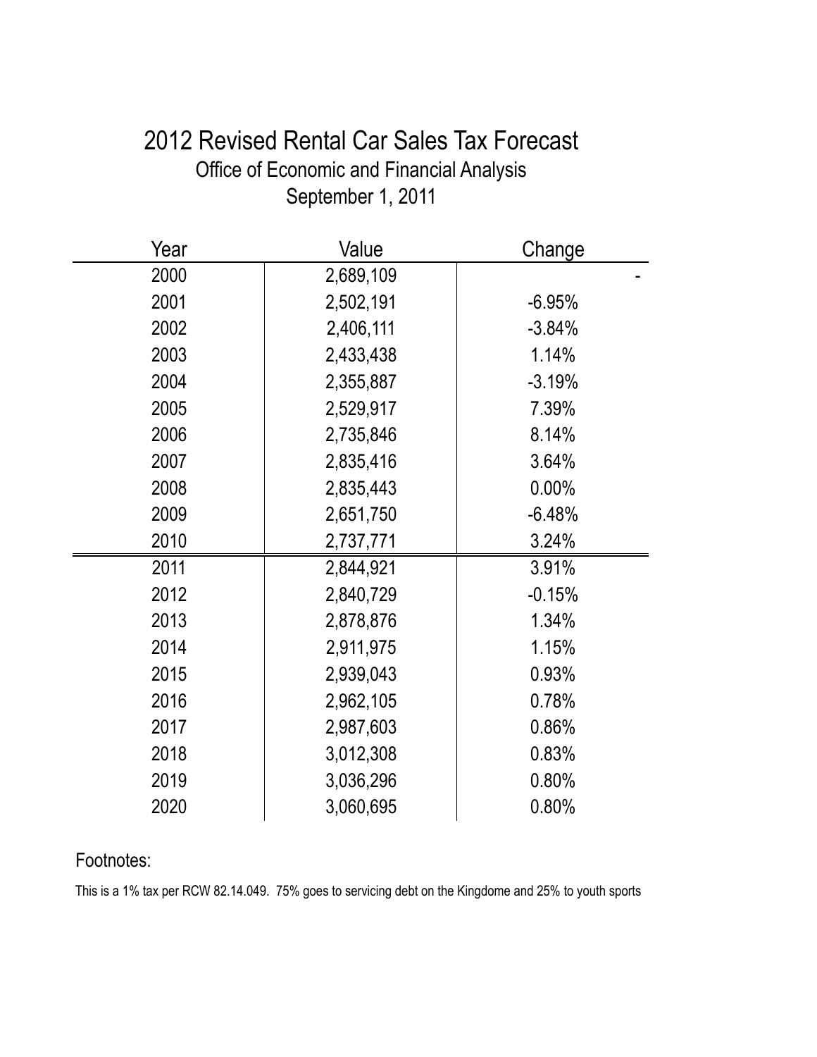# 2012 Revised Rental Car Sales Tax Forecast

## Office of Economic and Financial Analysis

## September 1, 2011

| Year | Value | Change |
|---|---|---|
| 2000 | 2,689,109 | - |
| 2001 | 2,502,191 | -6.95% |
| 2002 | 2,406,111 | -3.84% |
| 2003 | 2,433,438 | 1.14% |
| 2004 | 2,355,887 | -3.19% |
| 2005 | 2,529,917 | 7.39% |
| 2006 | 2,735,846 | 8.14% |
| 2007 | 2,835,416 | 3.64% |
| 2008 | 2,835,443 | 0.00% |
| 2009 | 2,651,750 | -6.48% |
| 2010 | 2,737,771 | 3.24% |
| 2011 | 2,844,921 | 3.91% |
| 2012 | 2,840,729 | -0.15% |
| 2013 | 2,878,876 | 1.34% |
| 2014 | 2,911,975 | 1.15% |
| 2015 | 2,939,043 | 0.93% |
| 2016 | 2,962,105 | 0.78% |
| 2017 | 2,987,603 | 0.86% |
| 2018 | 3,012,308 | 0.83% |
| 2019 | 3,036,296 | 0.80% |
| 2020 | 3,060,695 | 0.80% |

Footnotes:

This is a 1% tax per RCW 82.14.049. 75% goes to servicing debt on the Kingdome and 25% to youth sports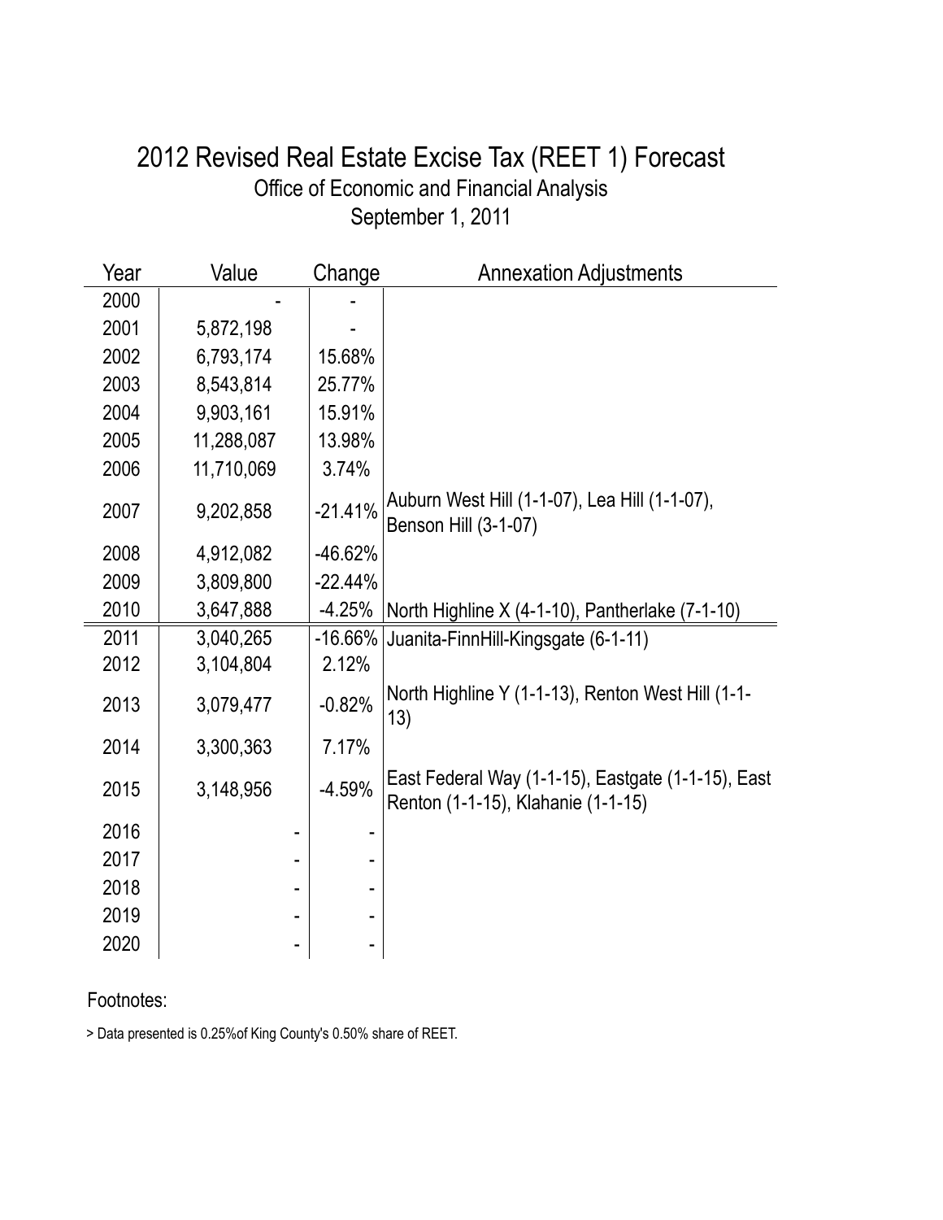# 2012 Revised Real Estate Excise Tax (REET 1) Forecast

Office of Economic and Financial Analysis

September 1, 2011

| Year | Value | Change | Annexation Adjustments |
|---|---|---|---|
| 2000 | - | - | |
| 2001 | 5,872,198 | - | |
| 2002 | 6,793,174 | 15.68% | |
| 2003 | 8,543,814 | 25.77% | |
| 2004 | 9,903,161 | 15.91% | |
| 2005 | 11,288,087 | 13.98% | |
| 2006 | 11,710,069 | 3.74% | |
| 2007 | 9,202,858 | -21.41% | Auburn West Hill (1-1-07), Lea Hill (1-1-07), Benson Hill (3-1-07) |
| 2008 | 4,912,082 | -46.62% | |
| 2009 | 3,809,800 | -22.44% | |
| 2010 | 3,647,888 | -4.25% | North Highline X (4-1-10), Pantherlake (7-1-10) |
| 2011 | 3,040,265 | -16.66% | Juanita-FinnHill-Kingsgate (6-1-11) |
| 2012 | 3,104,804 | 2.12% | |
| 2013 | 3,079,477 | -0.82% | North Highline Y (1-1-13), Renton West Hill (1-1-13) |
| 2014 | 3,300,363 | 7.17% | |
| 2015 | 3,148,956 | -4.59% | East Federal Way (1-1-15), Eastgate (1-1-15), East Renton (1-1-15), Klahanie (1-1-15) |
| 2016 | - | - | |
| 2017 | - | - | |
| 2018 | - | - | |
| 2019 | - | - | |
| 2020 | - | - | |

Footnotes:

> Data presented is 0.25%of King County's 0.50% share of REET.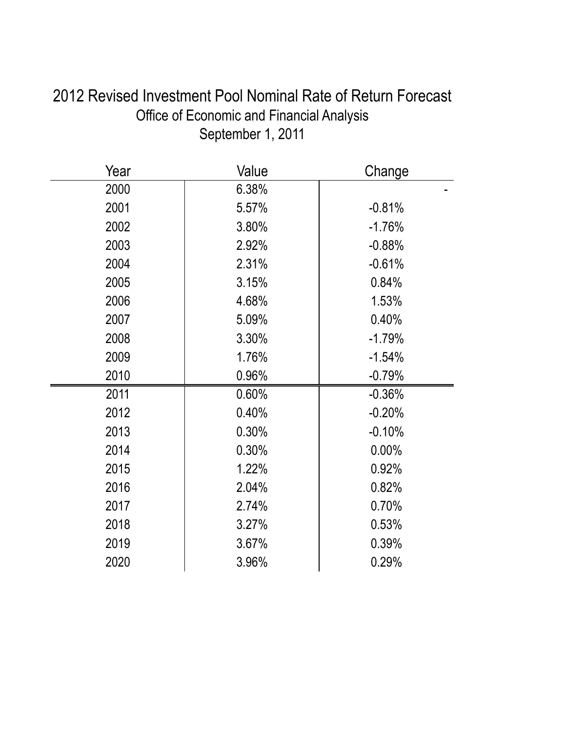# 2012 Revised Investment Pool Nominal Rate of Return Forecast

## Office of Economic and Financial Analysis

## September 1, 2011

| Year | Value | Change |
|---|---|---|
| 2000 | 6.38% | - |
| 2001 | 5.57% | -0.81% |
| 2002 | 3.80% | -1.76% |
| 2003 | 2.92% | -0.88% |
| 2004 | 2.31% | -0.61% |
| 2005 | 3.15% | 0.84% |
| 2006 | 4.68% | 1.53% |
| 2007 | 5.09% | 0.40% |
| 2008 | 3.30% | -1.79% |
| 2009 | 1.76% | -1.54% |
| 2010 | 0.96% | -0.79% |
| 2011 | 0.60% | -0.36% |
| 2012 | 0.40% | -0.20% |
| 2013 | 0.30% | -0.10% |
| 2014 | 0.30% | 0.00% |
| 2015 | 1.22% | 0.92% |
| 2016 | 2.04% | 0.82% |
| 2017 | 2.74% | 0.70% |
| 2018 | 3.27% | 0.53% |
| 2019 | 3.67% | 0.39% |
| 2020 | 3.96% | 0.29% |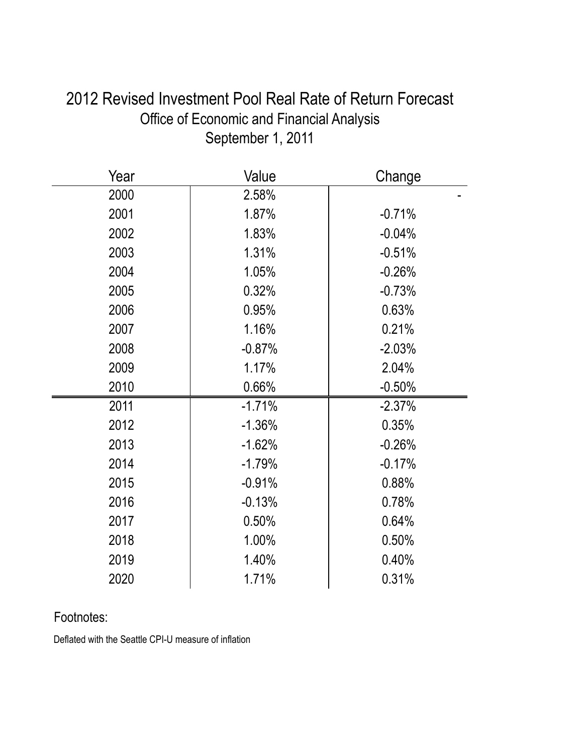# 2012 Revised Investment Pool Real Rate of Return Forecast

## Office of Economic and Financial Analysis

## September 1, 2011

| Year | Value | Change |
|---|---|---|
| 2000 | 2.58% | - |
| 2001 | 1.87% | -0.71% |
| 2002 | 1.83% | -0.04% |
| 2003 | 1.31% | -0.51% |
| 2004 | 1.05% | -0.26% |
| 2005 | 0.32% | -0.73% |
| 2006 | 0.95% | 0.63% |
| 2007 | 1.16% | 0.21% |
| 2008 | -0.87% | -2.03% |
| 2009 | 1.17% | 2.04% |
| 2010 | 0.66% | -0.50% |
| 2011 | -1.71% | -2.37% |
| 2012 | -1.36% | 0.35% |
| 2013 | -1.62% | -0.26% |
| 2014 | -1.79% | -0.17% |
| 2015 | -0.91% | 0.88% |
| 2016 | -0.13% | 0.78% |
| 2017 | 0.50% | 0.64% |
| 2018 | 1.00% | 0.50% |
| 2019 | 1.40% | 0.40% |
| 2020 | 1.71% | 0.31% |

Footnotes:

Deflated with the Seattle CPI-U measure of inflation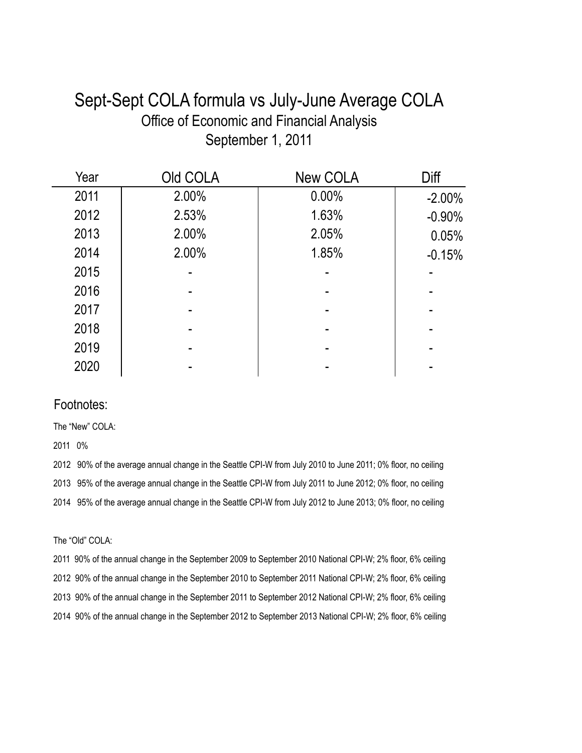# Sept-Sept COLA formula vs July-June Average COLA

## Office of Economic and Financial Analysis

## September 1, 2011

| Year | Old COLA | New COLA | Diff |
|---|---|---|---|
| 2011 | 2.00% | 0.00% | -2.00% |
| 2012 | 2.53% | 1.63% | -0.90% |
| 2013 | 2.00% | 2.05% | 0.05% |
| 2014 | 2.00% | 1.85% | -0.15% |
| 2015 | - | - | - |
| 2016 | - | - | - |
| 2017 | - | - | - |
| 2018 | - | - | - |
| 2019 | - | - | - |
| 2020 | - | - | - |

### Footnotes:

The "New" COLA:

2011 0%

2012 90% of the average annual change in the Seattle CPI-W from July 2010 to June 2011; 0% floor, no ceiling

2013 95% of the average annual change in the Seattle CPI-W from July 2011 to June 2012; 0% floor, no ceiling

2014 95% of the average annual change in the Seattle CPI-W from July 2012 to June 2013; 0% floor, no ceiling

The "Old" COLA:

2011 90% of the annual change in the September 2009 to September 2010 National CPI-W; 2% floor, 6% ceiling

2012 90% of the annual change in the September 2010 to September 2011 National CPI-W; 2% floor, 6% ceiling

2013 90% of the annual change in the September 2011 to September 2012 National CPI-W; 2% floor, 6% ceiling

2014 90% of the annual change in the September 2012 to September 2013 National CPI-W; 2% floor, 6% ceiling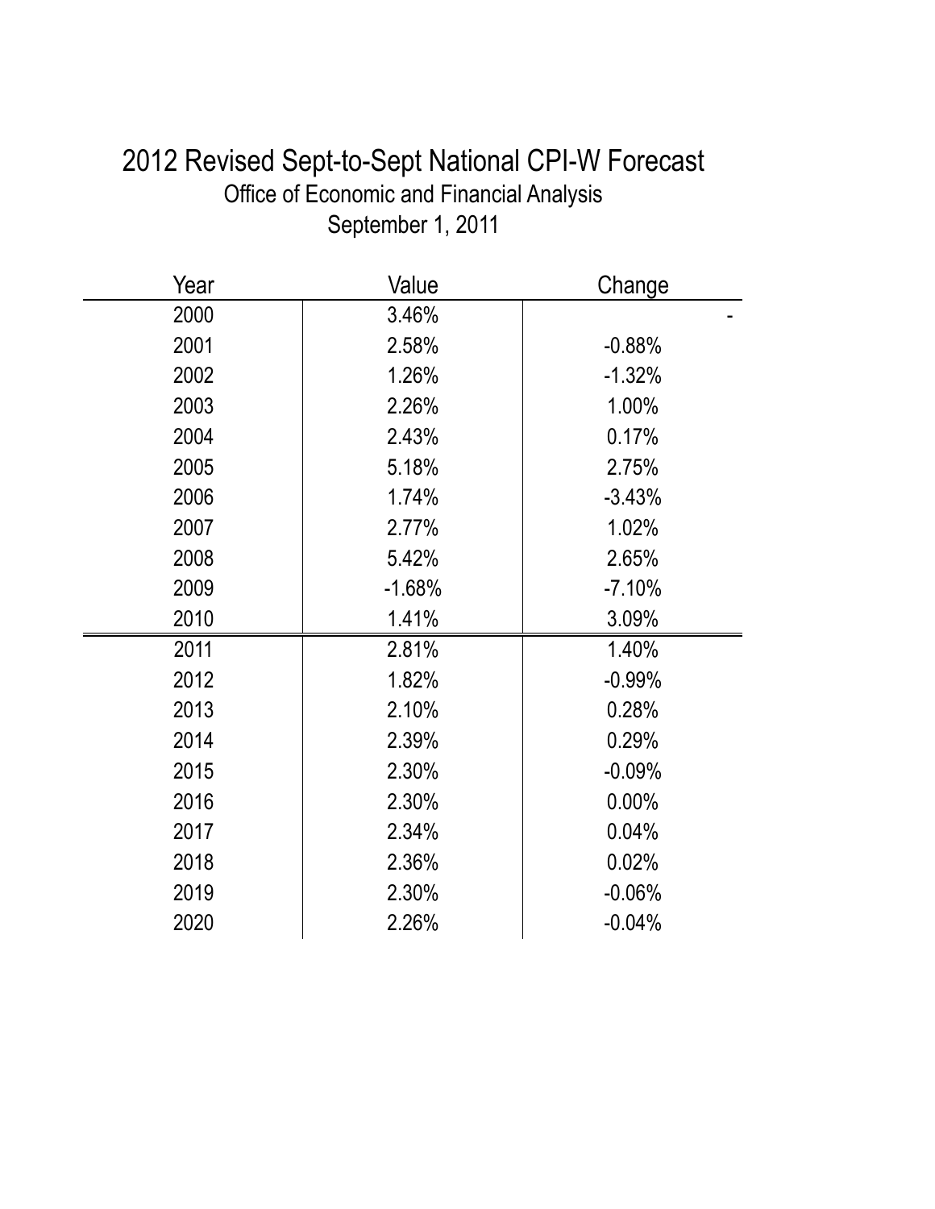# 2012 Revised Sept-to-Sept National CPI-W Forecast

## Office of Economic and Financial Analysis

September 1, 2011

| Year | Value | Change |
|---|---|---|
| 2000 | 3.46% | - |
| 2001 | 2.58% | -0.88% |
| 2002 | 1.26% | -1.32% |
| 2003 | 2.26% | 1.00% |
| 2004 | 2.43% | 0.17% |
| 2005 | 5.18% | 2.75% |
| 2006 | 1.74% | -3.43% |
| 2007 | 2.77% | 1.02% |
| 2008 | 5.42% | 2.65% |
| 2009 | -1.68% | -7.10% |
| 2010 | 1.41% | 3.09% |
| 2011 | 2.81% | 1.40% |
| 2012 | 1.82% | -0.99% |
| 2013 | 2.10% | 0.28% |
| 2014 | 2.39% | 0.29% |
| 2015 | 2.30% | -0.09% |
| 2016 | 2.30% | 0.00% |
| 2017 | 2.34% | 0.04% |
| 2018 | 2.36% | 0.02% |
| 2019 | 2.30% | -0.06% |
| 2020 | 2.26% | -0.04% |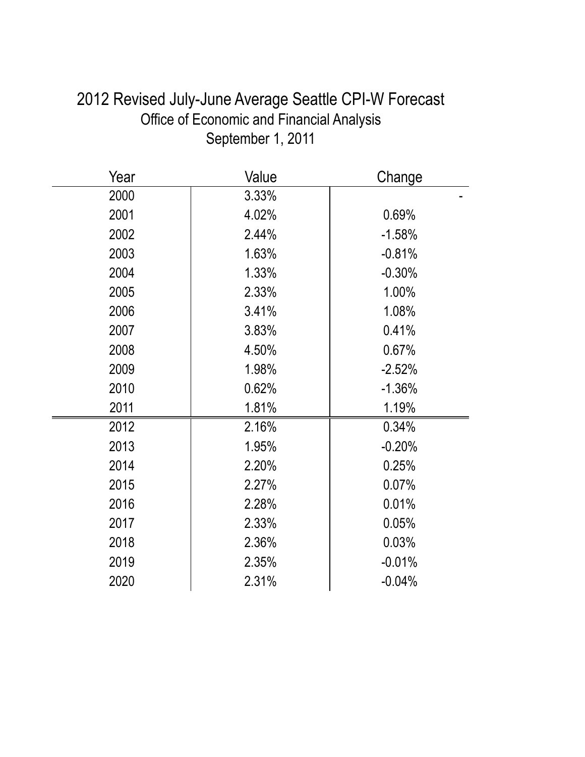# 2012 Revised July-June Average Seattle CPI-W Forecast

Office of Economic and Financial Analysis

September 1, 2011

| Year | Value | Change |
|---|---|---|
| 2000 | 3.33% | - |
| 2001 | 4.02% | 0.69% |
| 2002 | 2.44% | -1.58% |
| 2003 | 1.63% | -0.81% |
| 2004 | 1.33% | -0.30% |
| 2005 | 2.33% | 1.00% |
| 2006 | 3.41% | 1.08% |
| 2007 | 3.83% | 0.41% |
| 2008 | 4.50% | 0.67% |
| 2009 | 1.98% | -2.52% |
| 2010 | 0.62% | -1.36% |
| 2011 | 1.81% | 1.19% |
| 2012 | 2.16% | 0.34% |
| 2013 | 1.95% | -0.20% |
| 2014 | 2.20% | 0.25% |
| 2015 | 2.27% | 0.07% |
| 2016 | 2.28% | 0.01% |
| 2017 | 2.33% | 0.05% |
| 2018 | 2.36% | 0.03% |
| 2019 | 2.35% | -0.01% |
| 2020 | 2.31% | -0.04% |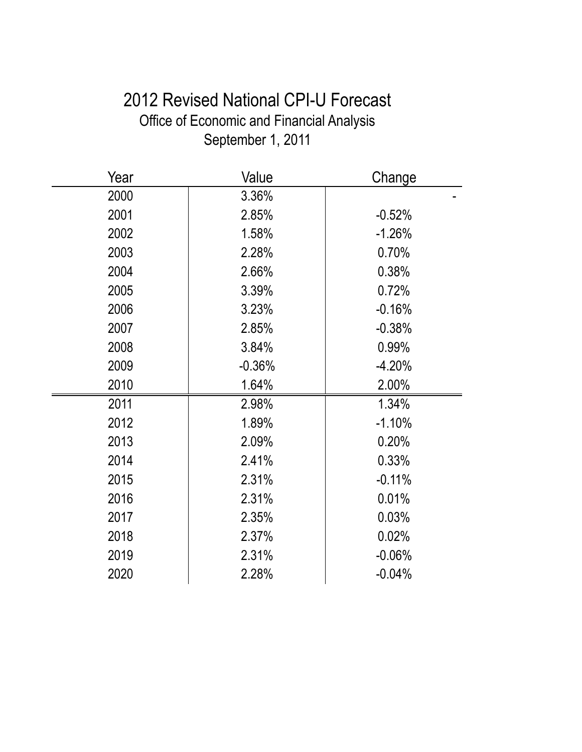# 2012 Revised National CPI-U Forecast

Office of Economic and Financial Analysis

September 1, 2011

| Year | Value | Change |
|---|---|---|
| 2000 | 3.36% | - |
| 2001 | 2.85% | -0.52% |
| 2002 | 1.58% | -1.26% |
| 2003 | 2.28% | 0.70% |
| 2004 | 2.66% | 0.38% |
| 2005 | 3.39% | 0.72% |
| 2006 | 3.23% | -0.16% |
| 2007 | 2.85% | -0.38% |
| 2008 | 3.84% | 0.99% |
| 2009 | -0.36% | -4.20% |
| 2010 | 1.64% | 2.00% |
| 2011 | 2.98% | 1.34% |
| 2012 | 1.89% | -1.10% |
| 2013 | 2.09% | 0.20% |
| 2014 | 2.41% | 0.33% |
| 2015 | 2.31% | -0.11% |
| 2016 | 2.31% | 0.01% |
| 2017 | 2.35% | 0.03% |
| 2018 | 2.37% | 0.02% |
| 2019 | 2.31% | -0.06% |
| 2020 | 2.28% | -0.04% |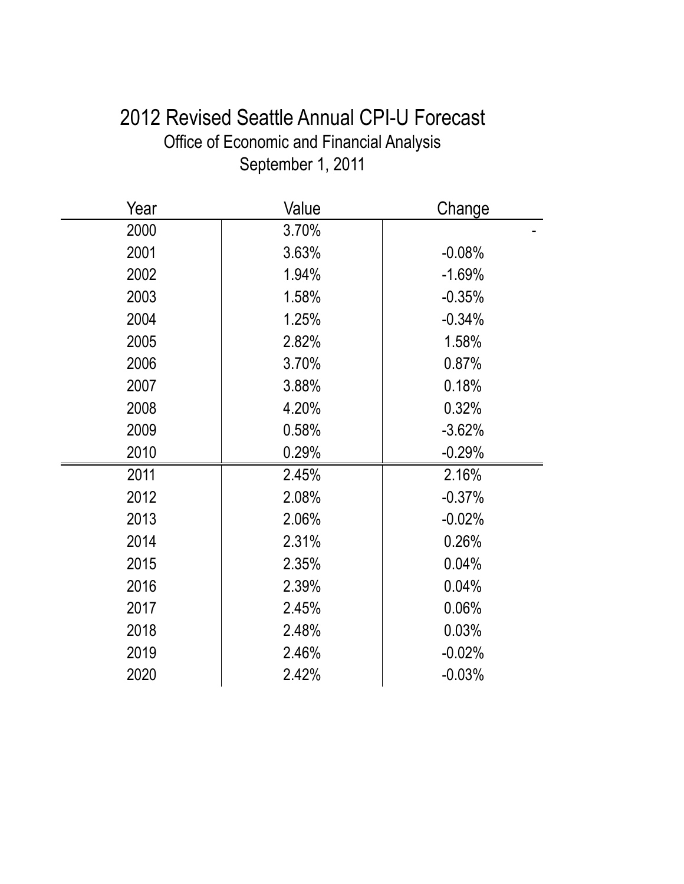# 2012 Revised Seattle Annual CPI-U Forecast

Office of Economic and Financial Analysis

September 1, 2011

| Year | Value | Change |
|---|---|---|
| 2000 | 3.70% | - |
| 2001 | 3.63% | -0.08% |
| 2002 | 1.94% | -1.69% |
| 2003 | 1.58% | -0.35% |
| 2004 | 1.25% | -0.34% |
| 2005 | 2.82% | 1.58% |
| 2006 | 3.70% | 0.87% |
| 2007 | 3.88% | 0.18% |
| 2008 | 4.20% | 0.32% |
| 2009 | 0.58% | -3.62% |
| 2010 | 0.29% | -0.29% |
| 2011 | 2.45% | 2.16% |
| 2012 | 2.08% | -0.37% |
| 2013 | 2.06% | -0.02% |
| 2014 | 2.31% | 0.26% |
| 2015 | 2.35% | 0.04% |
| 2016 | 2.39% | 0.04% |
| 2017 | 2.45% | 0.06% |
| 2018 | 2.48% | 0.03% |
| 2019 | 2.46% | -0.02% |
| 2020 | 2.42% | -0.03% |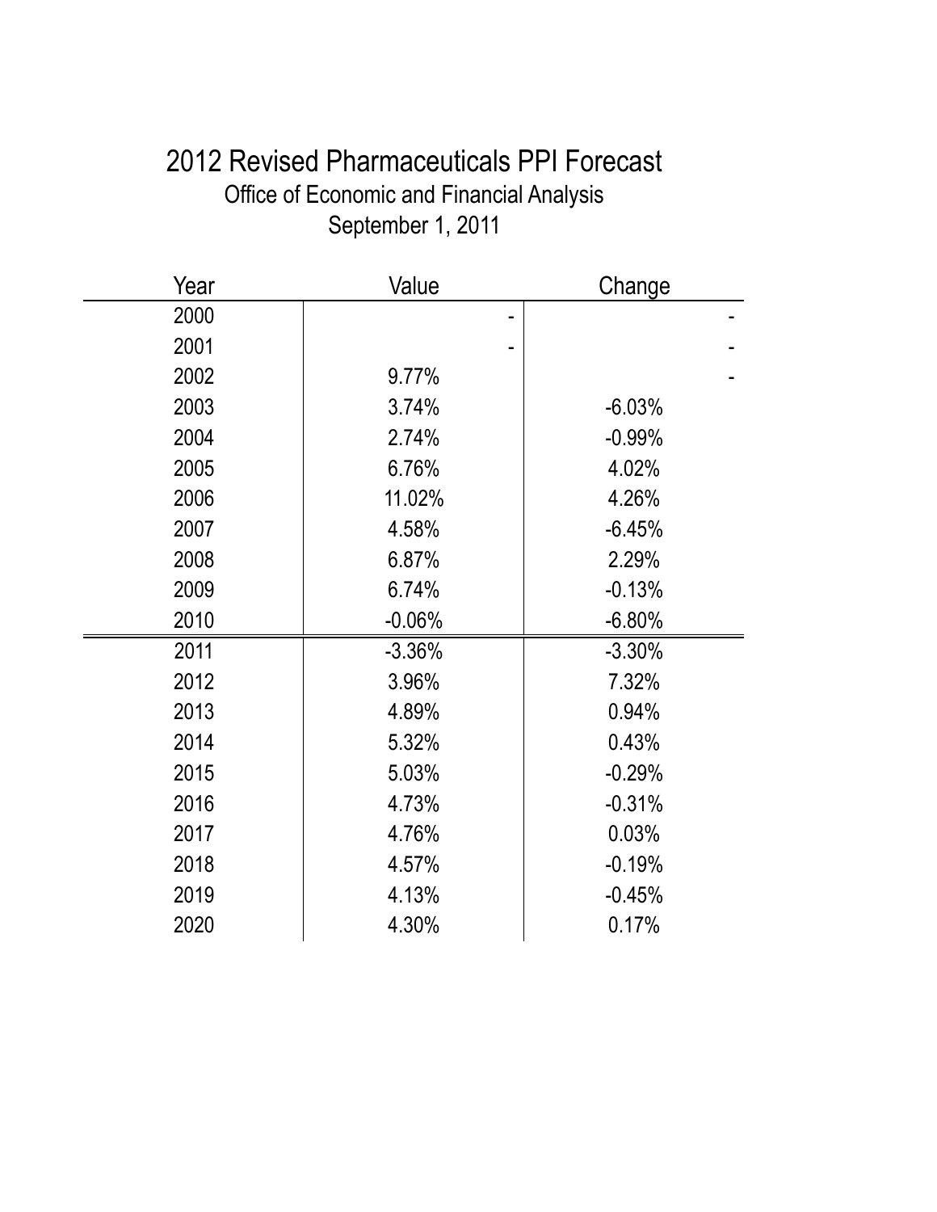# 2012 Revised Pharmaceuticals PPI Forecast

Office of Economic and Financial Analysis

September 1, 2011

| Year | Value | Change |
|---|---|---|
| 2000 | - | - |
| 2001 | - | - |
| 2002 | 9.77% | - |
| 2003 | 3.74% | -6.03% |
| 2004 | 2.74% | -0.99% |
| 2005 | 6.76% | 4.02% |
| 2006 | 11.02% | 4.26% |
| 2007 | 4.58% | -6.45% |
| 2008 | 6.87% | 2.29% |
| 2009 | 6.74% | -0.13% |
| 2010 | -0.06% | -6.80% |
| 2011 | -3.36% | -3.30% |
| 2012 | 3.96% | 7.32% |
| 2013 | 4.89% | 0.94% |
| 2014 | 5.32% | 0.43% |
| 2015 | 5.03% | -0.29% |
| 2016 | 4.73% | -0.31% |
| 2017 | 4.76% | 0.03% |
| 2018 | 4.57% | -0.19% |
| 2019 | 4.13% | -0.45% |
| 2020 | 4.30% | 0.17% |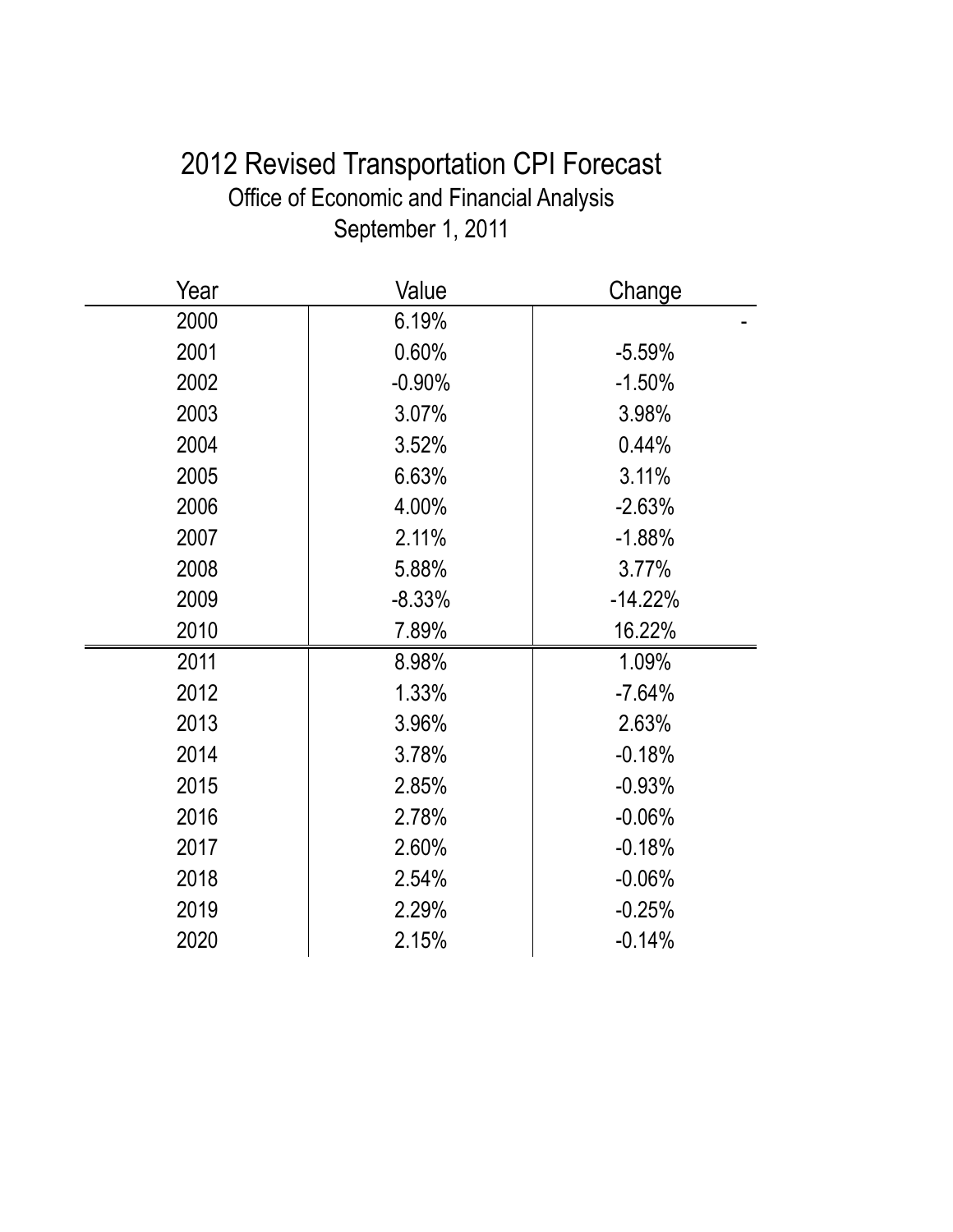# 2012 Revised Transportation CPI Forecast

Office of Economic and Financial Analysis

September 1, 2011

| Year | Value | Change |
|---|---|---|
| 2000 | 6.19% | - |
| 2001 | 0.60% | -5.59% |
| 2002 | -0.90% | -1.50% |
| 2003 | 3.07% | 3.98% |
| 2004 | 3.52% | 0.44% |
| 2005 | 6.63% | 3.11% |
| 2006 | 4.00% | -2.63% |
| 2007 | 2.11% | -1.88% |
| 2008 | 5.88% | 3.77% |
| 2009 | -8.33% | -14.22% |
| 2010 | 7.89% | 16.22% |
| 2011 | 8.98% | 1.09% |
| 2012 | 1.33% | -7.64% |
| 2013 | 3.96% | 2.63% |
| 2014 | 3.78% | -0.18% |
| 2015 | 2.85% | -0.93% |
| 2016 | 2.78% | -0.06% |
| 2017 | 2.60% | -0.18% |
| 2018 | 2.54% | -0.06% |
| 2019 | 2.29% | -0.25% |
| 2020 | 2.15% | -0.14% |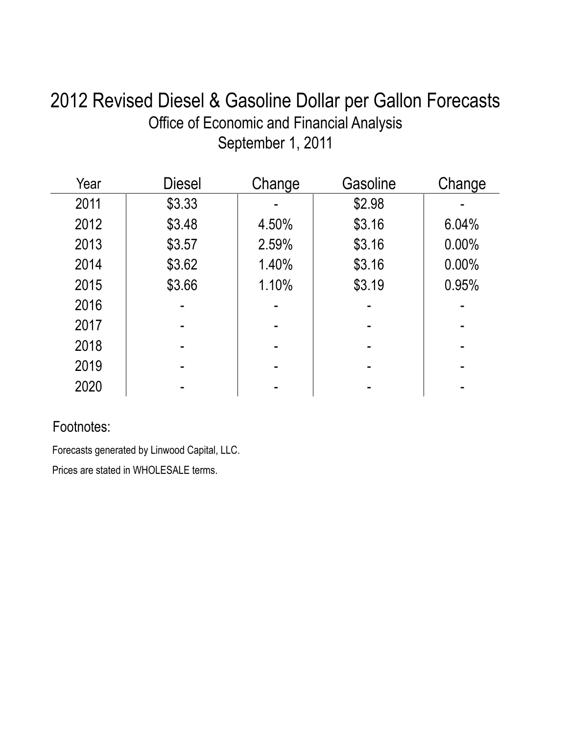# 2012 Revised Diesel & Gasoline Dollar per Gallon Forecasts

Office of Economic and Financial Analysis

September 1, 2011

| Year | Diesel | Change | Gasoline | Change |
|---|---|---|---|---|
| 2011 | $3.33 | - | $2.98 | - |
| 2012 | $3.48 | 4.50% | $3.16 | 6.04% |
| 2013 | $3.57 | 2.59% | $3.16 | 0.00% |
| 2014 | $3.62 | 1.40% | $3.16 | 0.00% |
| 2015 | $3.66 | 1.10% | $3.19 | 0.95% |
| 2016 | - | - | - | - |
| 2017 | - | - | - | - |
| 2018 | - | - | - | - |
| 2019 | - | - | - | - |
| 2020 | - | - | - | - |

Footnotes:

Forecasts generated by Linwood Capital, LLC.

Prices are stated in WHOLESALE terms.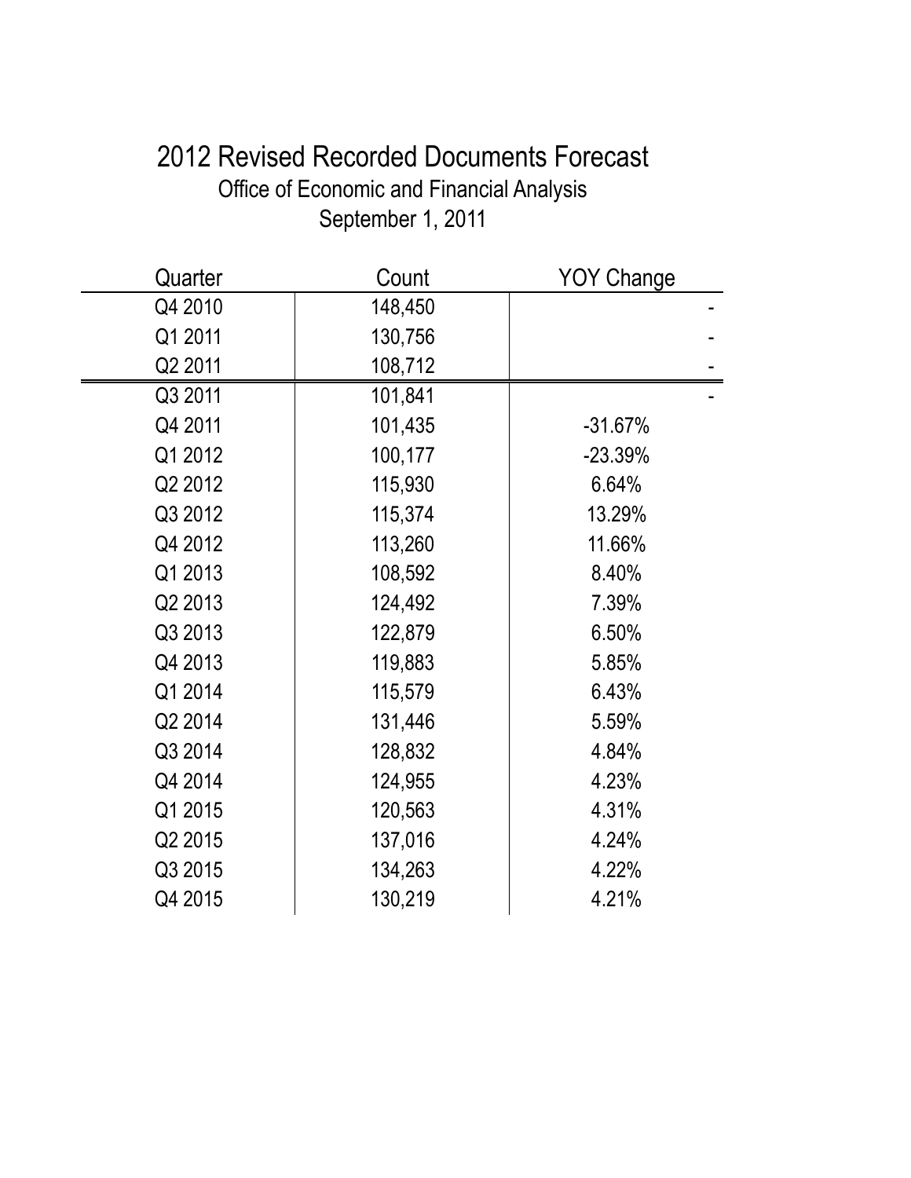# 2012 Revised Recorded Documents Forecast

## Office of Economic and Financial Analysis

## September 1, 2011

| Quarter | Count | YOY Change |
|---|---|---|
| Q4 2010 | 148,450 | - |
| Q1 2011 | 130,756 | - |
| Q2 2011 | 108,712 | - |
| Q3 2011 | 101,841 | - |
| Q4 2011 | 101,435 | -31.67% |
| Q1 2012 | 100,177 | -23.39% |
| Q2 2012 | 115,930 | 6.64% |
| Q3 2012 | 115,374 | 13.29% |
| Q4 2012 | 113,260 | 11.66% |
| Q1 2013 | 108,592 | 8.40% |
| Q2 2013 | 124,492 | 7.39% |
| Q3 2013 | 122,879 | 6.50% |
| Q4 2013 | 119,883 | 5.85% |
| Q1 2014 | 115,579 | 6.43% |
| Q2 2014 | 131,446 | 5.59% |
| Q3 2014 | 128,832 | 4.84% |
| Q4 2014 | 124,955 | 4.23% |
| Q1 2015 | 120,563 | 4.31% |
| Q2 2015 | 137,016 | 4.24% |
| Q3 2015 | 134,263 | 4.22% |
| Q4 2015 | 130,219 | 4.21% |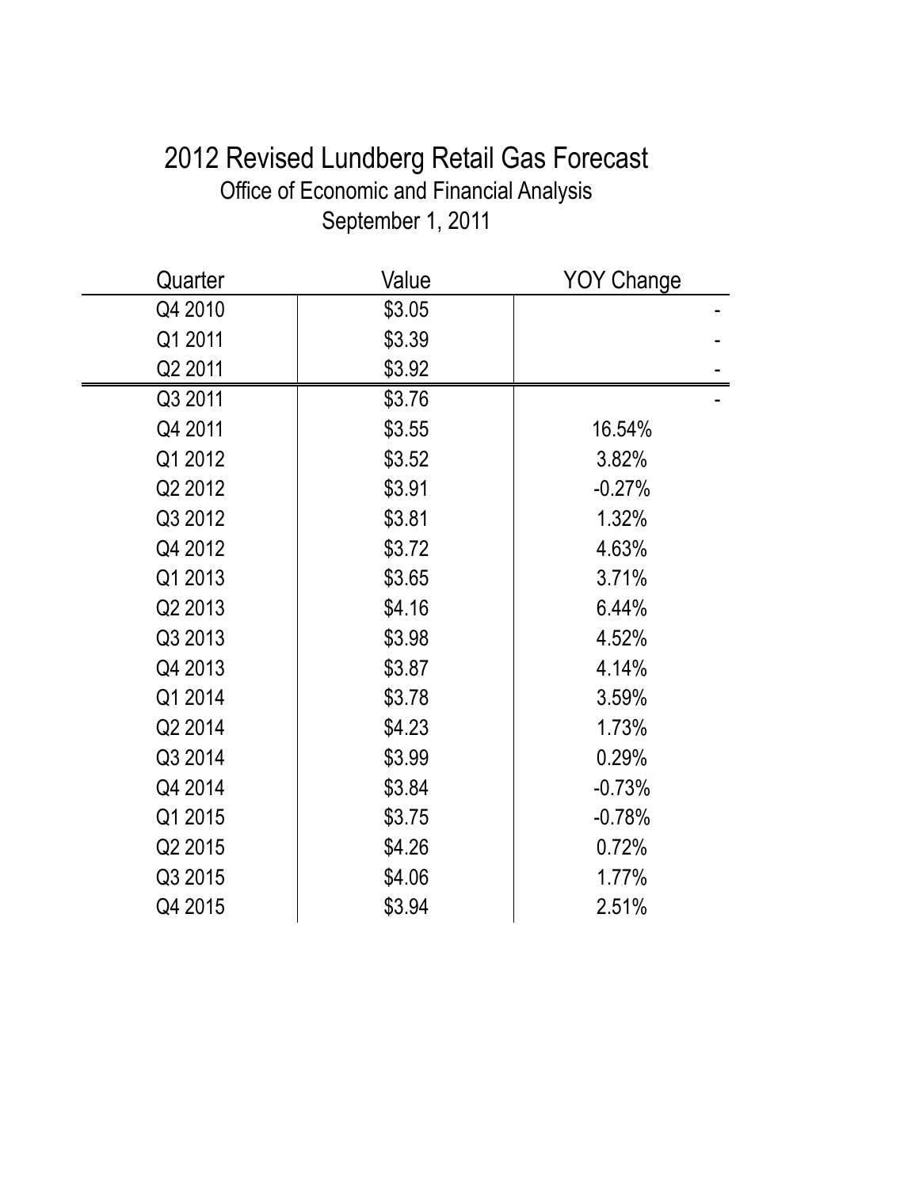# 2012 Revised Lundberg Retail Gas Forecast

Office of Economic and Financial Analysis

September 1, 2011

| Quarter | Value | YOY Change |
|---|---|---|
| Q4 2010 | $3.05 | - |
| Q1 2011 | $3.39 | - |
| Q2 2011 | $3.92 | - |
| Q3 2011 | $3.76 | - |
| Q4 2011 | $3.55 | 16.54% |
| Q1 2012 | $3.52 | 3.82% |
| Q2 2012 | $3.91 | -0.27% |
| Q3 2012 | $3.81 | 1.32% |
| Q4 2012 | $3.72 | 4.63% |
| Q1 2013 | $3.65 | 3.71% |
| Q2 2013 | $4.16 | 6.44% |
| Q3 2013 | $3.98 | 4.52% |
| Q4 2013 | $3.87 | 4.14% |
| Q1 2014 | $3.78 | 3.59% |
| Q2 2014 | $4.23 | 1.73% |
| Q3 2014 | $3.99 | 0.29% |
| Q4 2014 | $3.84 | -0.73% |
| Q1 2015 | $3.75 | -0.78% |
| Q2 2015 | $4.26 | 0.72% |
| Q3 2015 | $4.06 | 1.77% |
| Q4 2015 | $3.94 | 2.51% |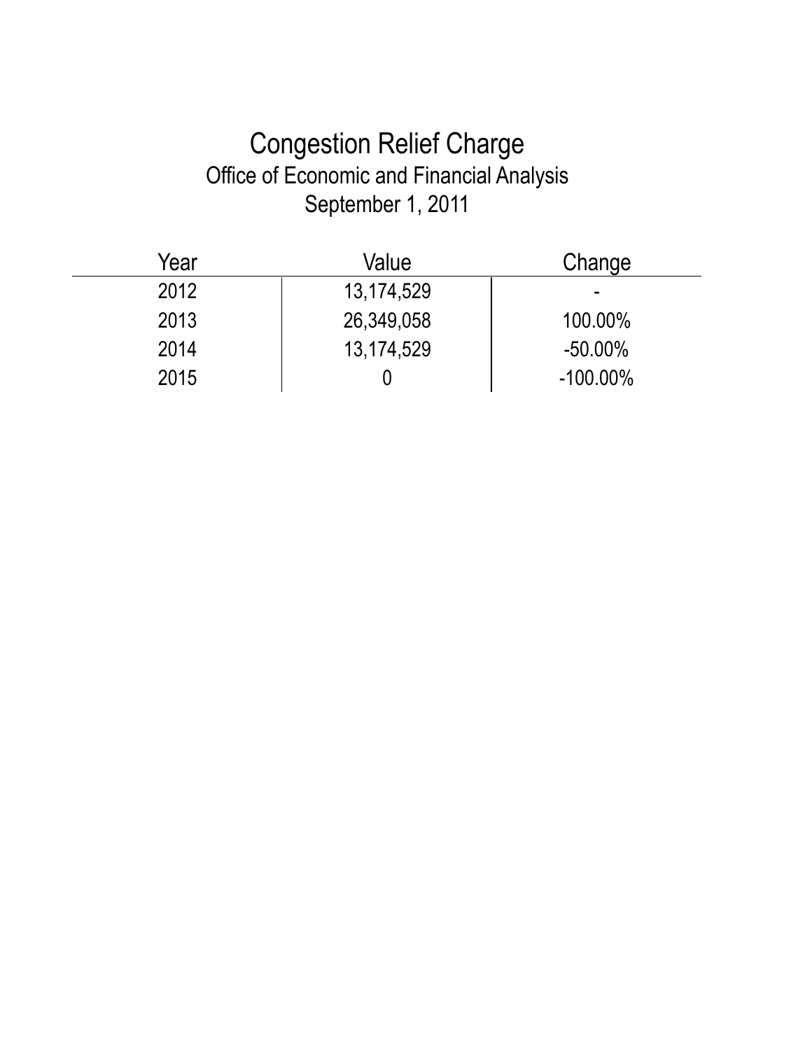# Congestion Relief Charge

Office of Economic and Financial Analysis

September 1, 2011

| Year | Value | Change |
|---|---|---|
| 2012 | 13,174,529 | - |
| 2013 | 26,349,058 | 100.00% |
| 2014 | 13,174,529 | -50.00% |
| 2015 | 0 | -100.00% |